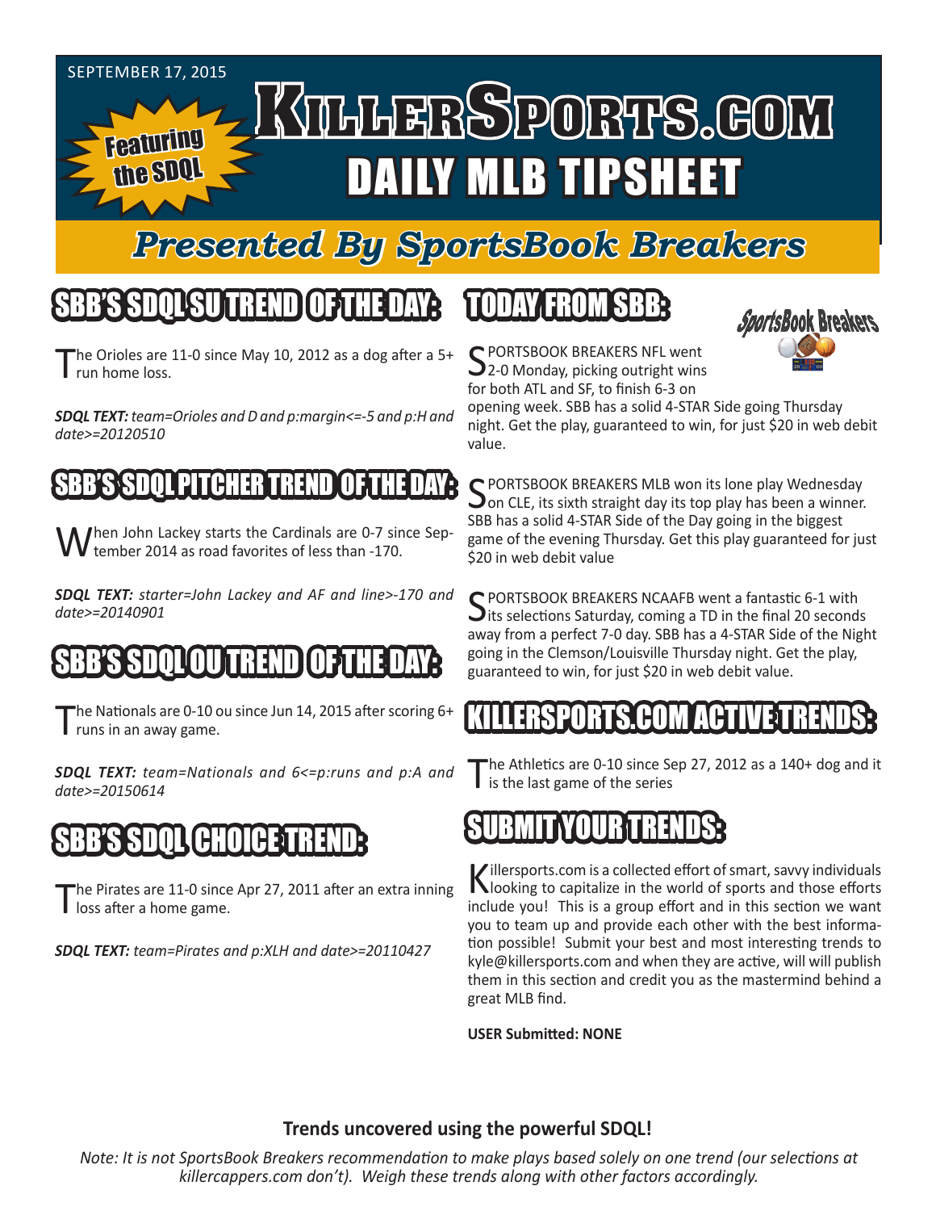SEPTEMBER 17, 2015

Featuring the SDQL

# KILLERSPORTS.COM

# DAILY MLB TIPSHEET

## Presented By SportsBook Breakers

## SBB'S SDQL SU TREND OF THE DAY:

The Orioles are 11-0 since May 10, 2012 as a dog after a 5+ run home loss.

***SDQL TEXT:*** *team=Orioles and D and p:margin<=-5 and p:H and date>=20120510*

## SBB'S SDQL PITCHER TREND OF THE DAY:

When John Lackey starts the Cardinals are 0-7 since September 2014 as road favorites of less than -170.

***SDQL TEXT:*** *starter=John Lackey and AF and line>-170 and date>=20140901*

## SBB'S SDQL OU TREND OF THE DAY:

The Nationals are 0-10 ou since Jun 14, 2015 after scoring 6+ runs in an away game.

***SDQL TEXT:*** *team=Nationals and 6<=p:runs and p:A and date>=20150614*

## SBB'S SDQL CHOICE TREND:

The Pirates are 11-0 since Apr 27, 2011 after an extra inning loss after a home game.

***SDQL TEXT:*** *team=Pirates and p:XLH and date>=20110427*

## TODAY FROM SBB:

SportsBook Breakers

SPORTSBOOK BREAKERS NFL went 2-0 Monday, picking outright wins for both ATL and SF, to finish 6-3 on opening week. SBB has a solid 4-STAR Side going Thursday night. Get the play, guaranteed to win, for just $20 in web debit value.

SPORTSBOOK BREAKERS MLB won its lone play Wednesday on CLE, its sixth straight day its top play has been a winner. SBB has a solid 4-STAR Side of the Day going in the biggest game of the evening Thursday. Get this play guaranteed for just $20 in web debit value

SPORTSBOOK BREAKERS NCAAFB went a fantastic 6-1 with its selections Saturday, coming a TD in the final 20 seconds away from a perfect 7-0 day. SBB has a 4-STAR Side of the Night going in the Clemson/Louisville Thursday night. Get the play, guaranteed to win, for just $20 in web debit value.

## KILLERSPORTS.COM ACTIVE TRENDS:

The Athletics are 0-10 since Sep 27, 2012 as a 140+ dog and it is the last game of the series

## SUBMIT YOUR TRENDS:

Killersports.com is a collected effort of smart, savvy individuals looking to capitalize in the world of sports and those efforts include you! This is a group effort and in this section we want you to team up and provide each other with the best information possible! Submit your best and most interesting trends to kyle@killersports.com and when they are active, will will publish them in this section and credit you as the mastermind behind a great MLB find.

**USER Submitted: NONE**

**Trends uncovered using the powerful SDQL!**

*Note: It is not SportsBook Breakers recommendation to make plays based solely on one trend (our selections at killercappers.com don't). Weigh these trends along with other factors accordingly.*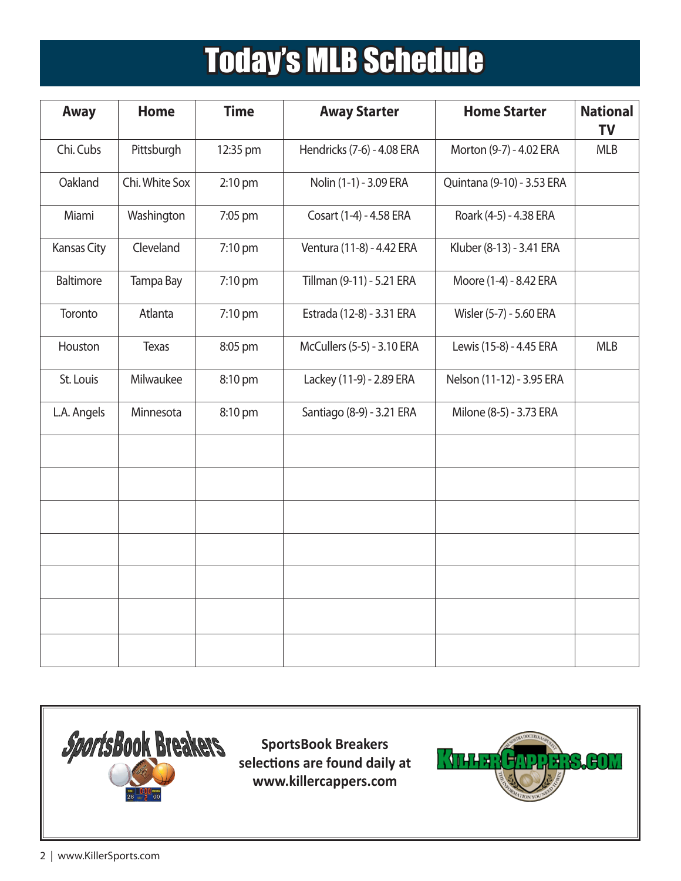# Today's MLB Schedule

| Away | Home | Time | Away Starter | Home Starter | National TV |
|---|---|---|---|---|---|
| Chi. Cubs | Pittsburgh | 12:35 pm | Hendricks (7-6) - 4.08 ERA | Morton (9-7) - 4.02 ERA | MLB |
| Oakland | Chi. White Sox | 2:10 pm | Nolin (1-1) - 3.09 ERA | Quintana (9-10) - 3.53 ERA | |
| Miami | Washington | 7:05 pm | Cosart (1-4) - 4.58 ERA | Roark (4-5) - 4.38 ERA | |
| Kansas City | Cleveland | 7:10 pm | Ventura (11-8) - 4.42 ERA | Kluber (8-13) - 3.41 ERA | |
| Baltimore | Tampa Bay | 7:10 pm | Tillman (9-11) - 5.21 ERA | Moore (1-4) - 8.42 ERA | |
| Toronto | Atlanta | 7:10 pm | Estrada (12-8) - 3.31 ERA | Wisler (5-7) - 5.60 ERA | |
| Houston | Texas | 8:05 pm | McCullers (5-5) - 3.10 ERA | Lewis (15-8) - 4.45 ERA | MLB |
| St. Louis | Milwaukee | 8:10 pm | Lackey (11-9) - 2.89 ERA | Nelson (11-12) - 3.95 ERA | |
| L.A. Angels | Minnesota | 8:10 pm | Santiago (8-9) - 3.21 ERA | Milone (8-5) - 3.73 ERA | |
| | | | | | |
| | | | | | |
| | | | | | |
| | | | | | |
| | | | | | |
| | | | | | |
| | | | | | |

SportsBook Breakers

**SportsBook Breakers selections are found daily at www.killercappers.com**

KILLERCAPPERS.COM